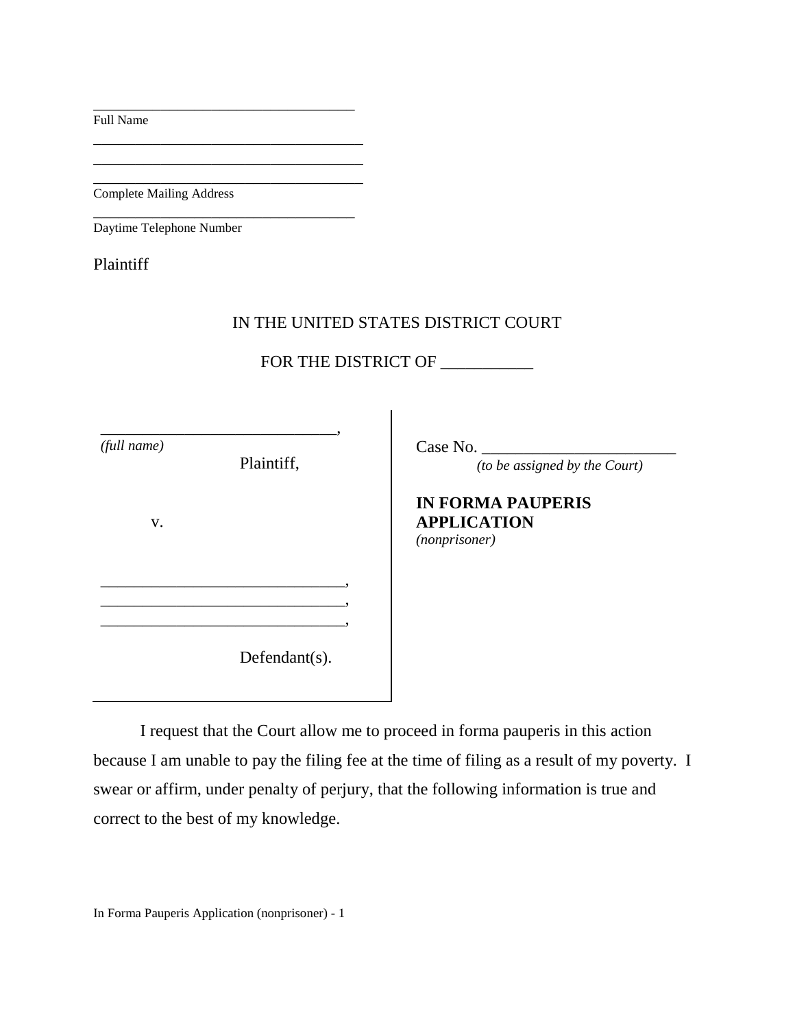\_\_\_\_\_\_\_\_\_\_\_\_\_\_\_\_\_\_\_\_\_\_\_\_\_\_\_\_\_\_\_\_\_\_\_\_
Full Name

\_\_\_\_\_\_\_\_\_\_\_\_\_\_\_\_\_\_\_\_\_\_\_\_\_\_\_\_\_\_\_\_\_\_\_\_
\_\_\_\_\_\_\_\_\_\_\_\_\_\_\_\_\_\_\_\_\_\_\_\_\_\_\_\_\_\_\_\_\_\_\_\_
\_\_\_\_\_\_\_\_\_\_\_\_\_\_\_\_\_\_\_\_\_\_\_\_\_\_\_\_\_\_\_\_\_\_\_\_
Complete Mailing Address

\_\_\_\_\_\_\_\_\_\_\_\_\_\_\_\_\_\_\_\_\_\_\_\_\_\_\_\_\_\_\_\_\_\_\_\_
Daytime Telephone Number

Plaintiff

IN THE UNITED STATES DISTRICT COURT

FOR THE DISTRICT OF \_\_\_\_\_\_\_\_\_\_\_

| | |
|---|---|
| \_\_\_\_\_\_\_\_\_\_\_\_\_\_\_\_\_\_\_\_\_\_\_\_\_\_\_\_\_\_,<br>*(full name)*<br>Plaintiff,<br><br>v.<br><br>\_\_\_\_\_\_\_\_\_\_\_\_\_\_\_\_\_\_\_\_\_\_\_\_\_\_\_\_\_\_,<br>\_\_\_\_\_\_\_\_\_\_\_\_\_\_\_\_\_\_\_\_\_\_\_\_\_\_\_\_\_\_,<br>\_\_\_\_\_\_\_\_\_\_\_\_\_\_\_\_\_\_\_\_\_\_\_\_\_\_\_\_\_\_,<br><br>Defendant(s). | Case No. \_\_\_\_\_\_\_\_\_\_\_\_\_\_\_\_\_\_\_\_\_\_\_\_<br>*(to be assigned by the Court)*<br><br>**IN FORMA PAUPERIS APPLICATION**<br>*(nonprisoner)* |

I request that the Court allow me to proceed in forma pauperis in this action because I am unable to pay the filing fee at the time of filing as a result of my poverty. I swear or affirm, under penalty of perjury, that the following information is true and correct to the best of my knowledge.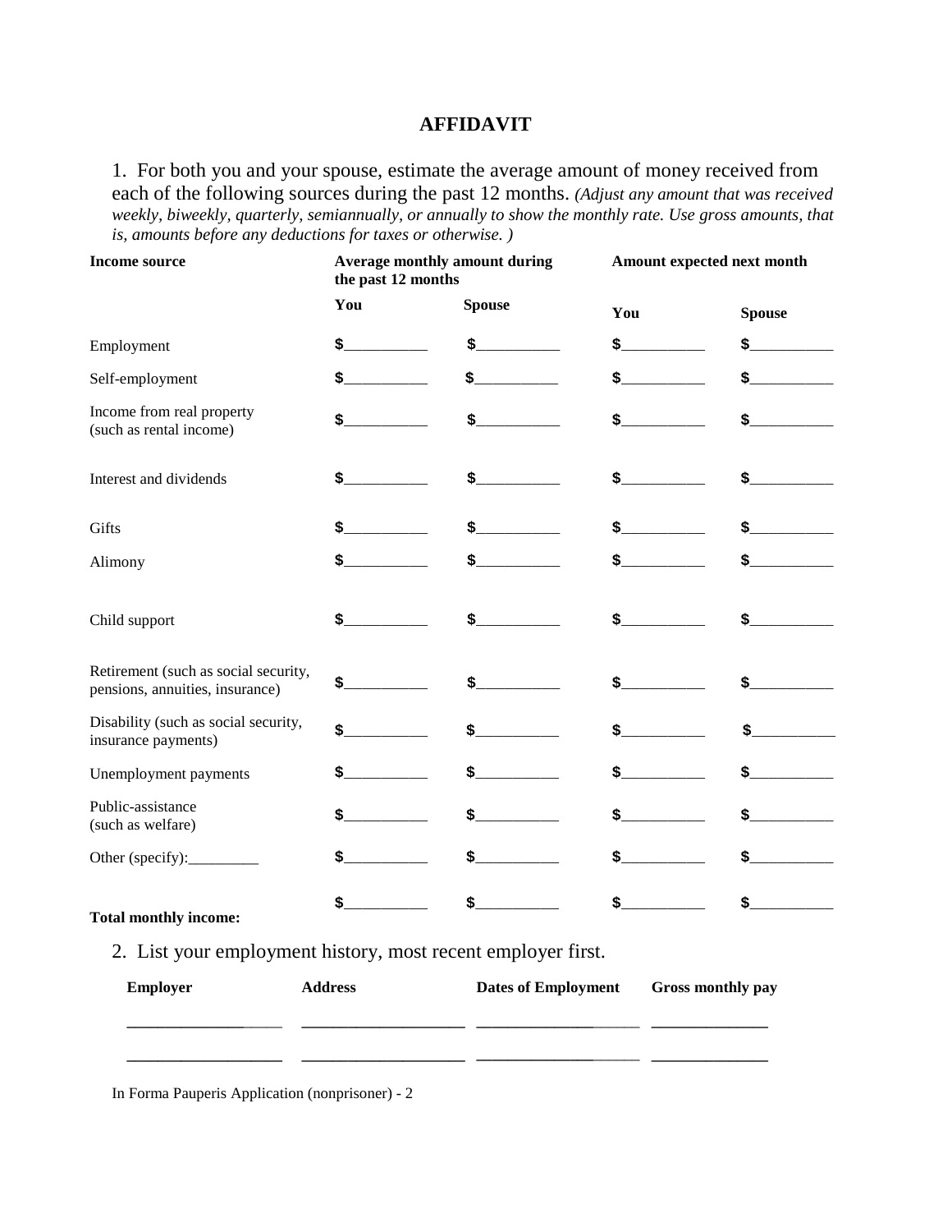# AFFIDAVIT

1. For both you and your spouse, estimate the average amount of money received from each of the following sources during the past 12 months. *(Adjust any amount that was received weekly, biweekly, quarterly, semiannually, or annually to show the monthly rate. Use gross amounts, that is, amounts before any deductions for taxes or otherwise. )*

| Income source | Average monthly amount during the past 12 months | | Amount expected next month | |
|---|---|---|---|---|
| | **You** | **Spouse** | **You** | **Spouse** |
| Employment | $__________ | $__________ | $__________ | $__________ |
| Self-employment | $__________ | $__________ | $__________ | $__________ |
| Income from real property (such as rental income) | $__________ | $__________ | $__________ | $__________ |
| Interest and dividends | $__________ | $__________ | $__________ | $__________ |
| Gifts | $__________ | $__________ | $__________ | $__________ |
| Alimony | $__________ | $__________ | $__________ | $__________ |
| Child support | $__________ | $__________ | $__________ | $__________ |
| Retirement (such as social security, pensions, annuities, insurance) | $__________ | $__________ | $__________ | $__________ |
| Disability (such as social security, insurance payments) | $__________ | $__________ | $__________ | $__________ |
| Unemployment payments | $__________ | $__________ | $__________ | $__________ |
| Public-assistance (such as welfare) | $__________ | $__________ | $__________ | $__________ |
| Other (specify):_________ | $__________ | $__________ | $__________ | $__________ |
| **Total monthly income:** | $__________ | $__________ | $__________ | $__________ |

2. List your employment history, most recent employer first.

| Employer | Address | Dates of Employment | Gross monthly pay |
|---|---|---|---|
| __________________ | ____________________ | ____________________ | ______________ |
| __________________ | ____________________ | ____________________ | ______________ |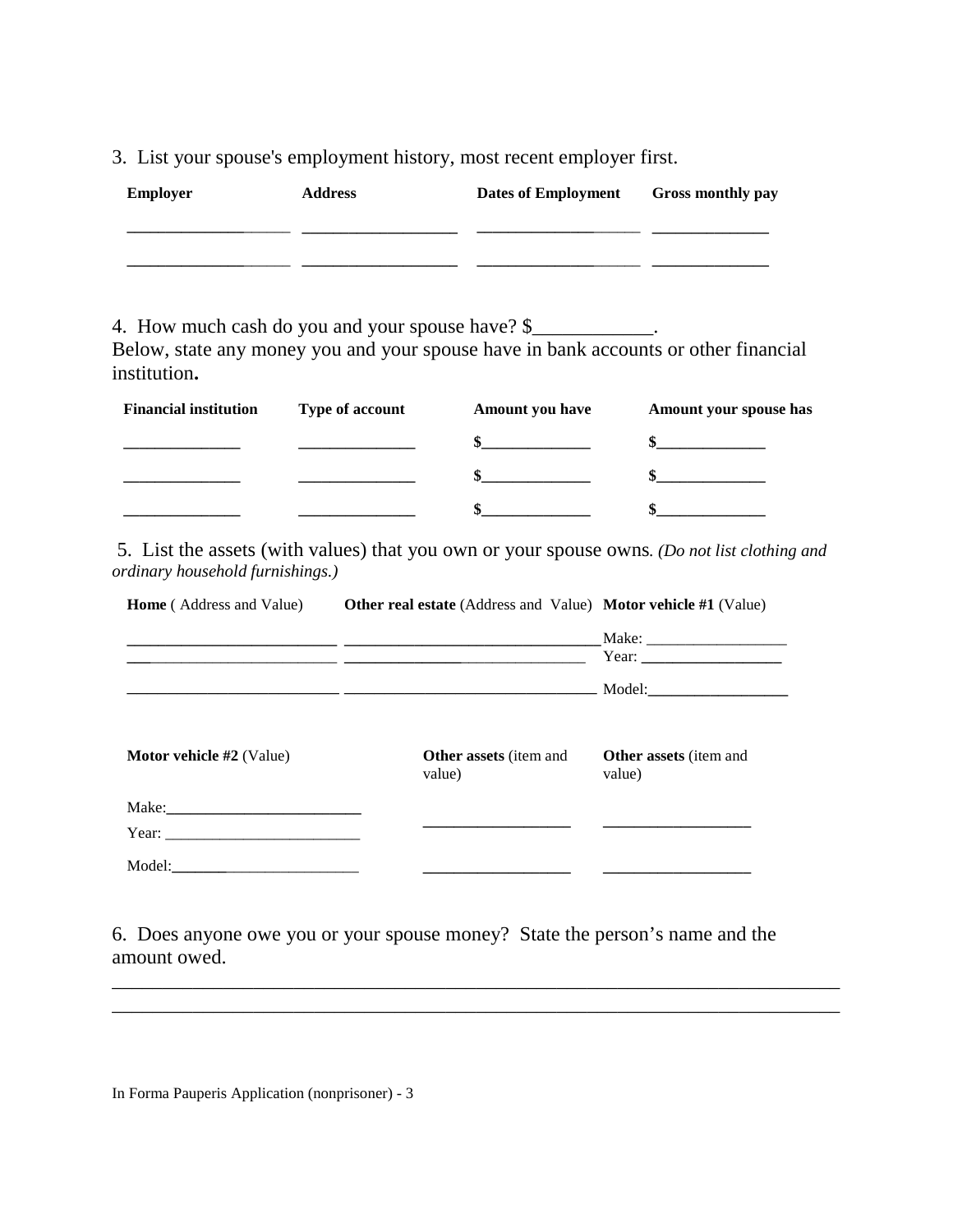3. List your spouse's employment history, most recent employer first.

| Employer | Address | Dates of Employment | Gross monthly pay |
|---|---|---|---|
| ____________ | ____________ | ____________ | ____________ |
| ____________ | ____________ | ____________ | ____________ |

4. How much cash do you and your spouse have? $____________.
Below, state any money you and your spouse have in bank accounts or other financial institution**.**

| Financial institution | Type of account | Amount you have | Amount your spouse has |
|---|---|---|---|
| ____________ | ____________ | $____________ | $____________ |
| ____________ | ____________ | $____________ | $____________ |
| ____________ | ____________ | $____________ | $____________ |

5. List the assets (with values) that you own or your spouse owns*. (Do not list clothing and ordinary household furnishings.)*

| **Home** ( Address and Value) | **Other real estate** (Address and Value) | **Motor vehicle #1** (Value) |
|---|---|---|
| ____________ | ____________ | Make: ____________ |
| ____________ | ____________ | Year: ____________ |
| ____________ | ____________ | Model: ____________ |

| **Motor vehicle #2** (Value) | **Other assets** (item and value) | **Other assets** (item and value) |
|---|---|---|
| Make: ____________ | ____________ | ____________ |
| Year: ____________ | | |
| Model: ____________ | ____________ | ____________ |

6. Does anyone owe you or your spouse money? State the person's name and the amount owed.

________________________________________________________________________

________________________________________________________________________

In Forma Pauperis Application (nonprisoner) - 3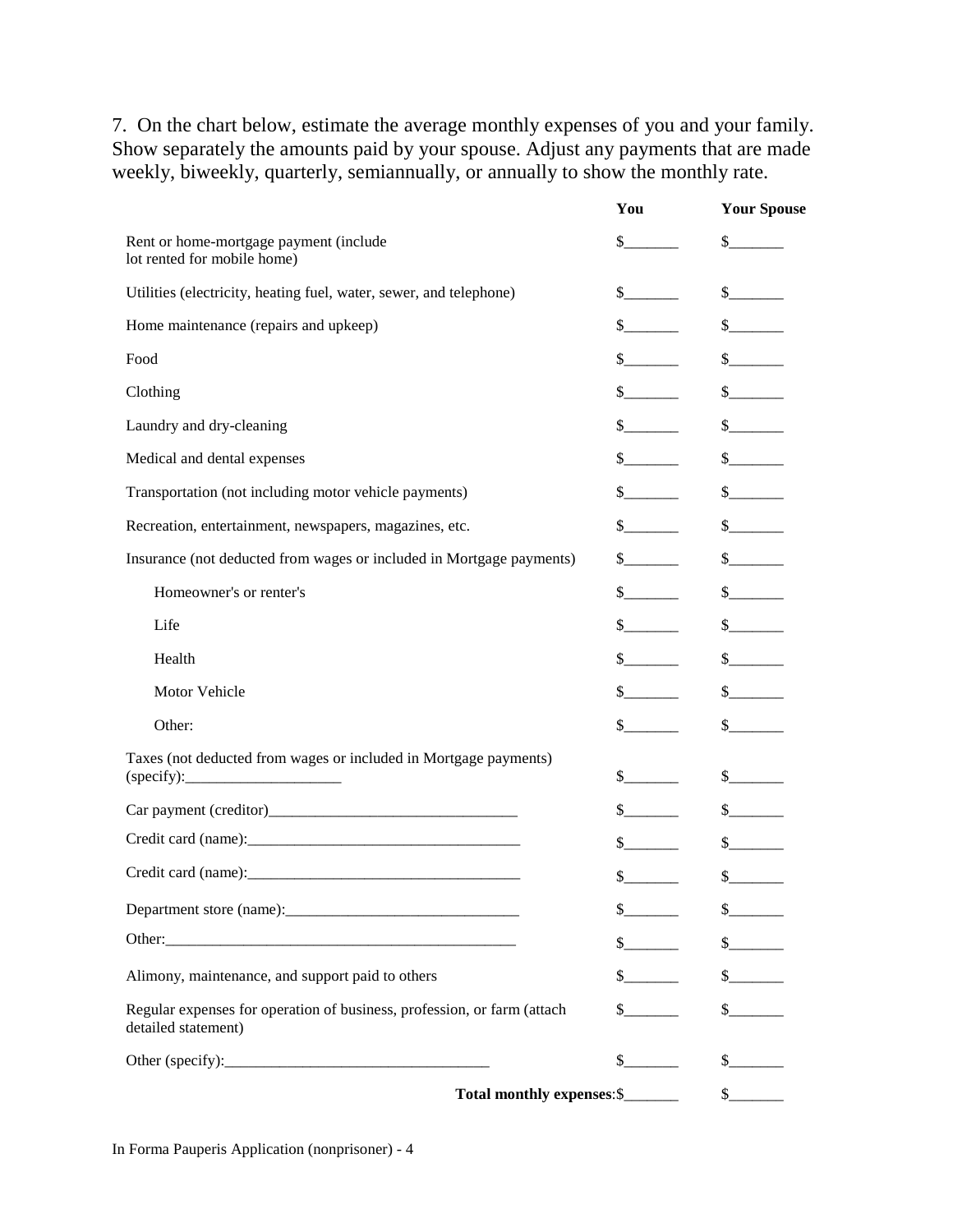7. On the chart below, estimate the average monthly expenses of you and your family. Show separately the amounts paid by your spouse. Adjust any payments that are made weekly, biweekly, quarterly, semiannually, or annually to show the monthly rate.

| | You | Your Spouse |
|---|---|---|
| Rent or home-mortgage payment (include lot rented for mobile home) | $_______ | $_______ |
| Utilities (electricity, heating fuel, water, sewer, and telephone) | $_______ | $_______ |
| Home maintenance (repairs and upkeep) | $_______ | $_______ |
| Food | $_______ | $_______ |
| Clothing | $_______ | $_______ |
| Laundry and dry-cleaning | $_______ | $_______ |
| Medical and dental expenses | $_______ | $_______ |
| Transportation (not including motor vehicle payments) | $_______ | $_______ |
| Recreation, entertainment, newspapers, magazines, etc. | $_______ | $_______ |
| Insurance (not deducted from wages or included in Mortgage payments) | $_______ | $_______ |
| Homeowner's or renter's | $_______ | $_______ |
| Life | $_______ | $_______ |
| Health | $_______ | $_______ |
| Motor Vehicle | $_______ | $_______ |
| Other: | $_______ | $_______ |
| Taxes (not deducted from wages or included in Mortgage payments) (specify):____________________ | $_______ | $_______ |
| Car payment (creditor)________________________________ | $_______ | $_______ |
| Credit card (name):___________________________________ | $_______ | $_______ |
| Credit card (name):___________________________________ | $_______ | $_______ |
| Department store (name):______________________________ | $_______ | $_______ |
| Other:_______________________________________________ | $_______ | $_______ |
| Alimony, maintenance, and support paid to others | $_______ | $_______ |
| Regular expenses for operation of business, profession, or farm (attach detailed statement) | $_______ | $_______ |
| Other (specify):_________________________________ | $_______ | $_______ |
| **Total monthly expenses**: | $_______ | $_______ |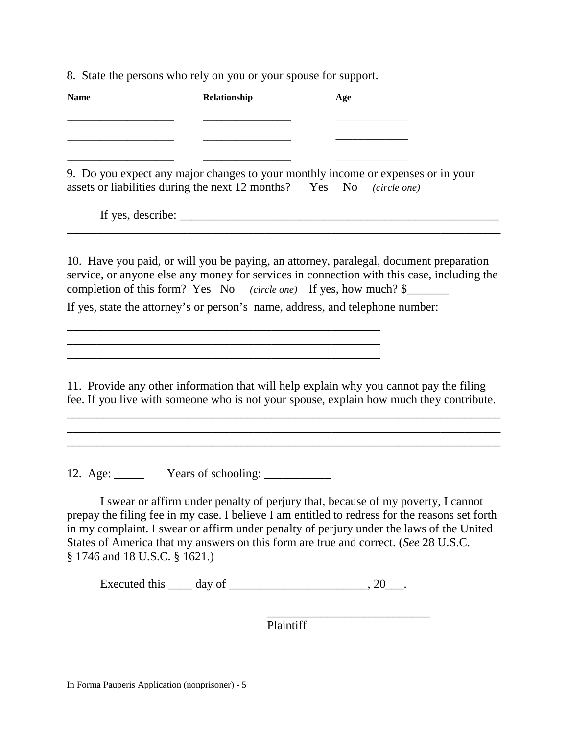8. State the persons who rely on you or your spouse for support.

| Name | Relationship | Age |
|---|---|---|
| ___________________ | ________________ | _____________ |
| ___________________ | ________________ | _____________ |
| ___________________ | ________________ | _____________ |

9. Do you expect any major changes to your monthly income or expenses or in your assets or liabilities during the next 12 months? Yes No *(circle one)*

If yes, describe: ________________________________________________________
_________________________________________________________________________

10. Have you paid, or will you be paying, an attorney, paralegal, document preparation service, or anyone else any money for services in connection with this case, including the completion of this form? Yes No *(circle one)* If yes, how much? $_______

If yes, state the attorney's or person's name, address, and telephone number:

_______________________________________________________
_______________________________________________________
_______________________________________________________

11. Provide any other information that will help explain why you cannot pay the filing fee. If you live with someone who is not your spouse, explain how much they contribute.

_________________________________________________________________________
_________________________________________________________________________
_________________________________________________________________________

12. Age: _____ Years of schooling: ___________

I swear or affirm under penalty of perjury that, because of my poverty, I cannot prepay the filing fee in my case. I believe I am entitled to redress for the reasons set forth in my complaint. I swear or affirm under penalty of perjury under the laws of the United States of America that my answers on this form are true and correct. (*See* 28 U.S.C. § 1746 and 18 U.S.C. § 1621.)

Executed this ____ day of ______________________, 20___.

___________________________
Plaintiff